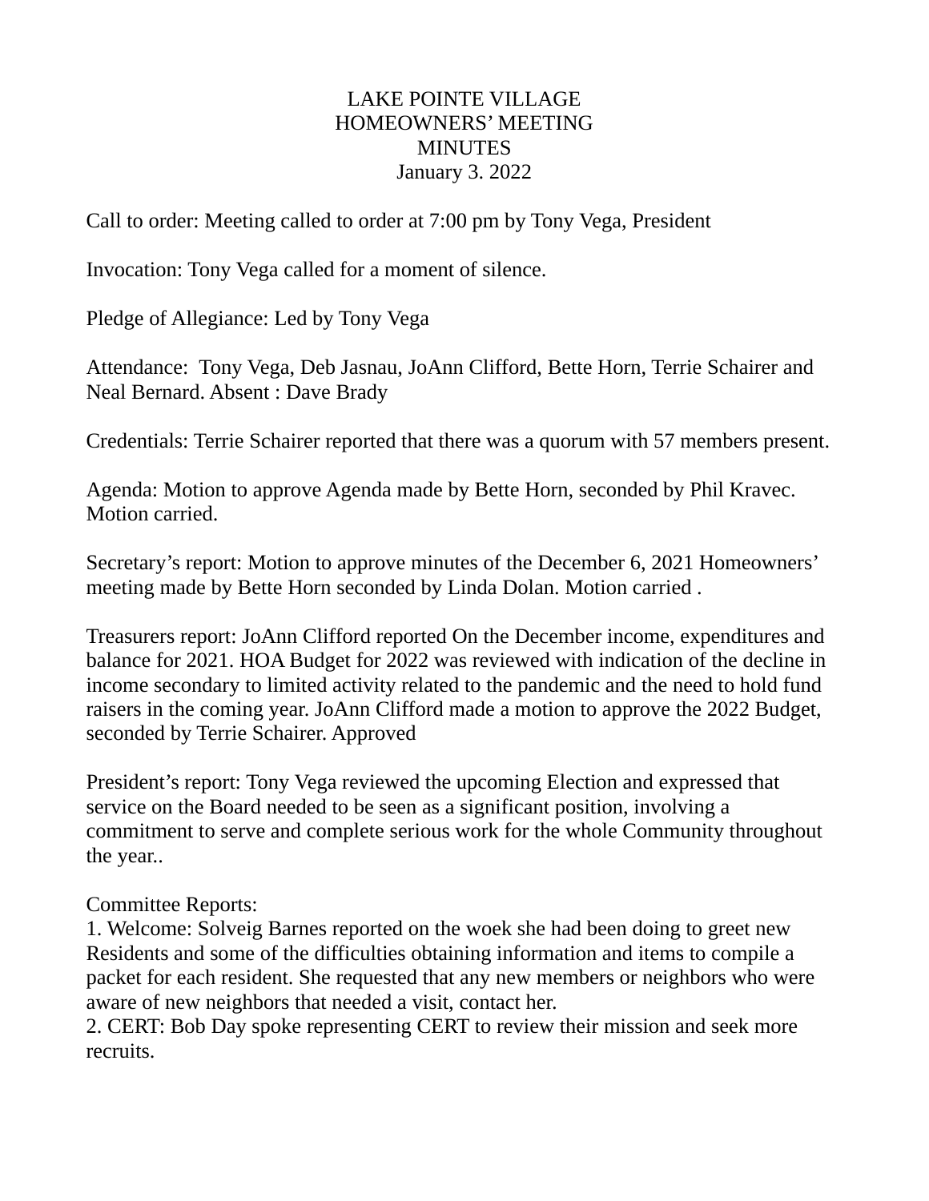# LAKE POINTE VILLAGE
## HOMEOWNERS' MEETING
## MINUTES
January 3. 2022

Call to order: Meeting called to order at 7:00 pm by Tony Vega, President

Invocation: Tony Vega called for a moment of silence.

Pledge of Allegiance: Led by Tony Vega

Attendance: Tony Vega, Deb Jasnau, JoAnn Clifford, Bette Horn, Terrie Schairer and Neal Bernard. Absent : Dave Brady

Credentials: Terrie Schairer reported that there was a quorum with 57 members present.

Agenda: Motion to approve Agenda made by Bette Horn, seconded by Phil Kravec. Motion carried.

Secretary's report: Motion to approve minutes of the December 6, 2021 Homeowners' meeting made by Bette Horn seconded by Linda Dolan. Motion carried .

Treasurers report: JoAnn Clifford reported On the December income, expenditures and balance for 2021. HOA Budget for 2022 was reviewed with indication of the decline in income secondary to limited activity related to the pandemic and the need to hold fund raisers in the coming year. JoAnn Clifford made a motion to approve the 2022 Budget, seconded by Terrie Schairer. Approved

President's report: Tony Vega reviewed the upcoming Election and expressed that service on the Board needed to be seen as a significant position, involving a commitment to serve and complete serious work for the whole Community throughout the year..

Committee Reports:

1. Welcome: Solveig Barnes reported on the woek she had been doing to greet new Residents and some of the difficulties obtaining information and items to compile a packet for each resident. She requested that any new members or neighbors who were aware of new neighbors that needed a visit, contact her.
2. CERT: Bob Day spoke representing CERT to review their mission and seek more recruits.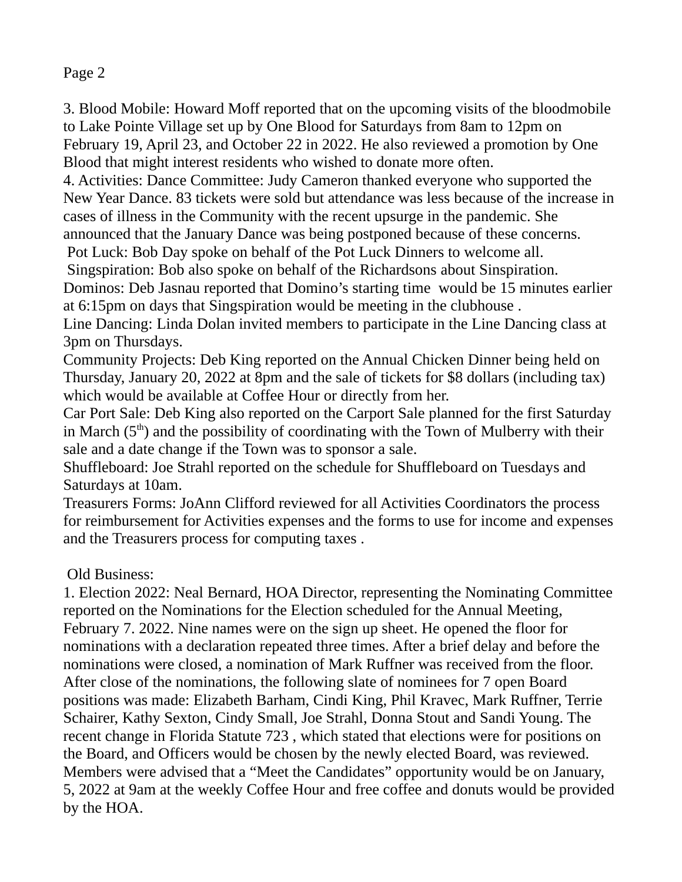3. Blood Mobile: Howard Moff reported that on the upcoming visits of the bloodmobile to Lake Pointe Village set up by One Blood for Saturdays from 8am to 12pm on February 19, April 23, and October 22 in 2022. He also reviewed a promotion by One Blood that might interest residents who wished to donate more often.
4. Activities: Dance Committee: Judy Cameron thanked everyone who supported the New Year Dance. 83 tickets were sold but attendance was less because of the increase in cases of illness in the Community with the recent upsurge in the pandemic. She announced that the January Dance was being postponed because of these concerns.
Pot Luck: Bob Day spoke on behalf of the Pot Luck Dinners to welcome all.
Singspiration: Bob also spoke on behalf of the Richardsons about Sinspiration.
Dominos: Deb Jasnau reported that Domino's starting time would be 15 minutes earlier at 6:15pm on days that Singspiration would be meeting in the clubhouse .
Line Dancing: Linda Dolan invited members to participate in the Line Dancing class at 3pm on Thursdays.
Community Projects: Deb King reported on the Annual Chicken Dinner being held on Thursday, January 20, 2022 at 8pm and the sale of tickets for $8 dollars (including tax) which would be available at Coffee Hour or directly from her.
Car Port Sale: Deb King also reported on the Carport Sale planned for the first Saturday in March (5th) and the possibility of coordinating with the Town of Mulberry with their sale and a date change if the Town was to sponsor a sale.
Shuffleboard: Joe Strahl reported on the schedule for Shuffleboard on Tuesdays and Saturdays at 10am.
Treasurers Forms: JoAnn Clifford reviewed for all Activities Coordinators the process for reimbursement for Activities expenses and the forms to use for income and expenses and the Treasurers process for computing taxes .

Old Business:
1. Election 2022: Neal Bernard, HOA Director, representing the Nominating Committee reported on the Nominations for the Election scheduled for the Annual Meeting, February 7. 2022. Nine names were on the sign up sheet. He opened the floor for nominations with a declaration repeated three times. After a brief delay and before the nominations were closed, a nomination of Mark Ruffner was received from the floor. After close of the nominations, the following slate of nominees for 7 open Board positions was made: Elizabeth Barham, Cindi King, Phil Kravec, Mark Ruffner, Terrie Schairer, Kathy Sexton, Cindy Small, Joe Strahl, Donna Stout and Sandi Young. The recent change in Florida Statute 723 , which stated that elections were for positions on the Board, and Officers would be chosen by the newly elected Board, was reviewed. Members were advised that a "Meet the Candidates" opportunity would be on January, 5, 2022 at 9am at the weekly Coffee Hour and free coffee and donuts would be provided by the HOA.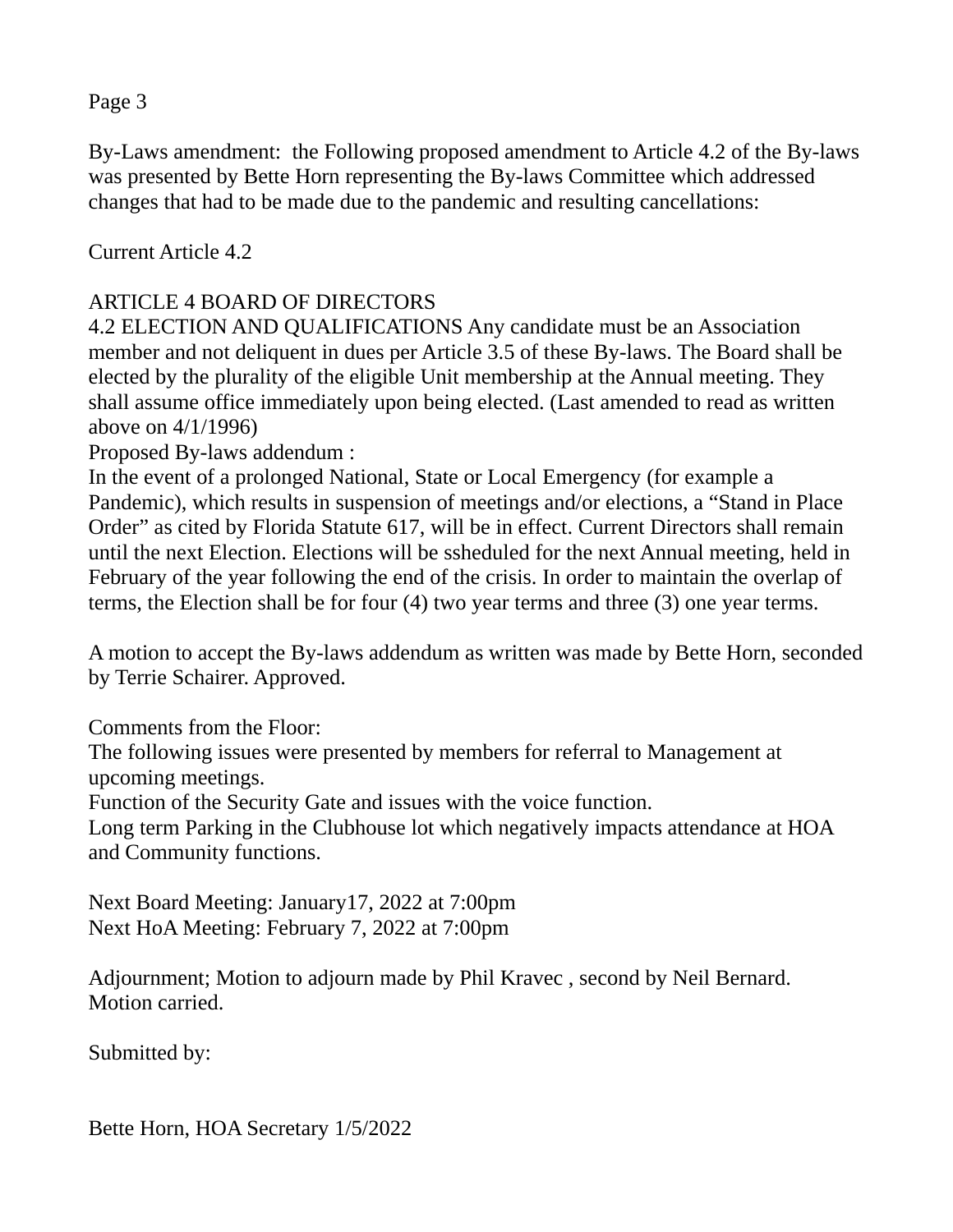By-Laws amendment: the Following proposed amendment to Article 4.2 of the By-laws was presented by Bette Horn representing the By-laws Committee which addressed changes that had to be made due to the pandemic and resulting cancellations:

Current Article 4.2

ARTICLE 4 BOARD OF DIRECTORS
4.2 ELECTION AND QUALIFICATIONS Any candidate must be an Association member and not deliquent in dues per Article 3.5 of these By-laws. The Board shall be elected by the plurality of the eligible Unit membership at the Annual meeting. They shall assume office immediately upon being elected. (Last amended to read as written above on 4/1/1996)
Proposed By-laws addendum :
In the event of a prolonged National, State or Local Emergency (for example a Pandemic), which results in suspension of meetings and/or elections, a "Stand in Place Order" as cited by Florida Statute 617, will be in effect. Current Directors shall remain until the next Election. Elections will be ssheduled for the next Annual meeting, held in February of the year following the end of the crisis. In order to maintain the overlap of terms, the Election shall be for four (4) two year terms and three (3) one year terms.

A motion to accept the By-laws addendum as written was made by Bette Horn, seconded by Terrie Schairer. Approved.

Comments from the Floor:
The following issues were presented by members for referral to Management at upcoming meetings.
Function of the Security Gate and issues with the voice function.
Long term Parking in the Clubhouse lot which negatively impacts attendance at HOA and Community functions.

Next Board Meeting: January17, 2022 at 7:00pm
Next HoA Meeting: February 7, 2022 at 7:00pm

Adjournment; Motion to adjourn made by Phil Kravec , second by Neil Bernard. Motion carried.

Submitted by:

Bette Horn, HOA Secretary 1/5/2022